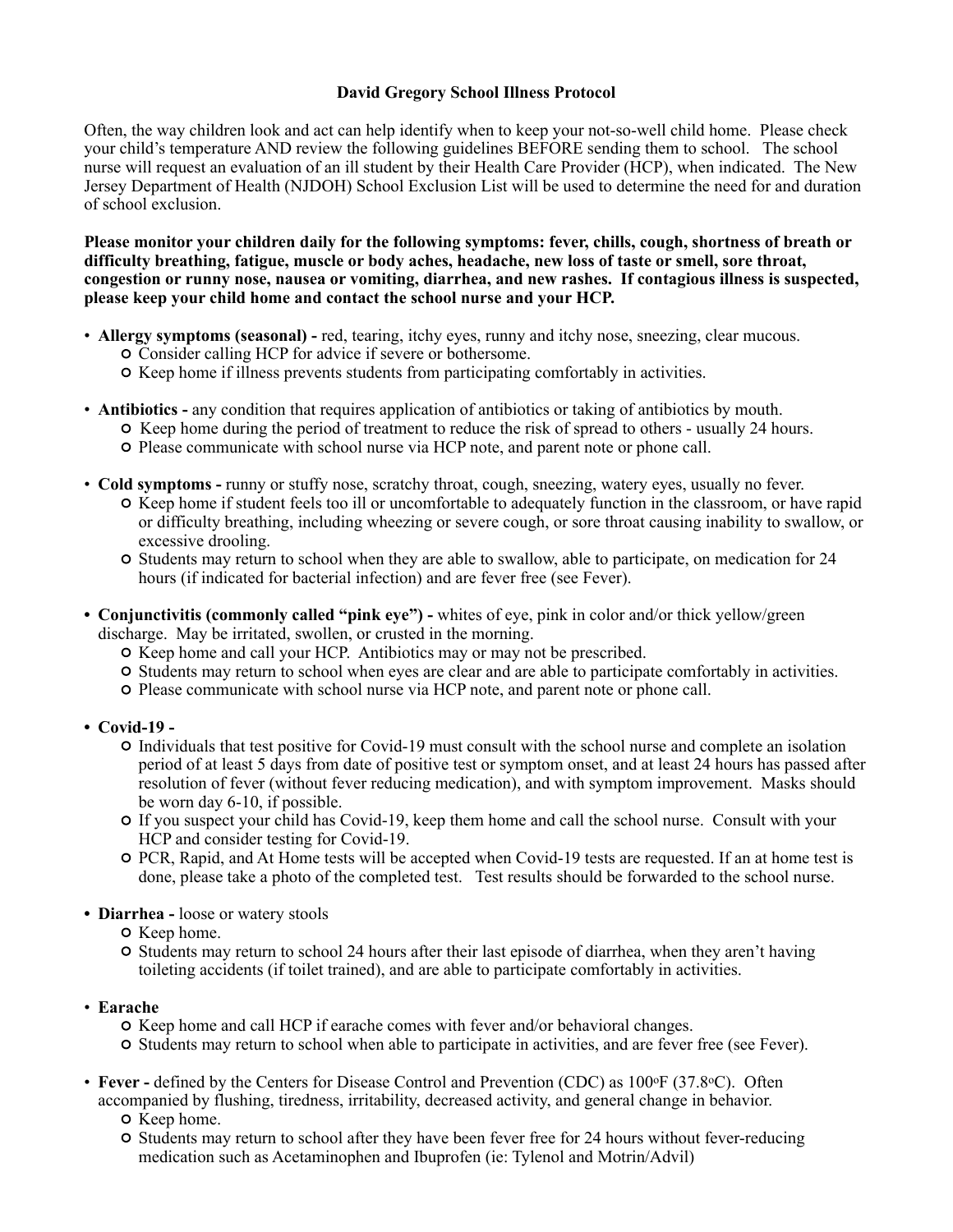# David Gregory School Illness Protocol

Often, the way children look and act can help identify when to keep your not-so-well child home. Please check your child's temperature AND review the following guidelines BEFORE sending them to school. The school nurse will request an evaluation of an ill student by their Health Care Provider (HCP), when indicated. The New Jersey Department of Health (NJDOH) School Exclusion List will be used to determine the need for and duration of school exclusion.

**Please monitor your children daily for the following symptoms: fever, chills, cough, shortness of breath or difficulty breathing, fatigue, muscle or body aches, headache, new loss of taste or smell, sore throat, congestion or runny nose, nausea or vomiting, diarrhea, and new rashes. If contagious illness is suspected, please keep your child home and contact the school nurse and your HCP.**

- **Allergy symptoms (seasonal) -** red, tearing, itchy eyes, runny and itchy nose, sneezing, clear mucous.
  - Consider calling HCP for advice if severe or bothersome.
  - Keep home if illness prevents students from participating comfortably in activities.

- **Antibiotics -** any condition that requires application of antibiotics or taking of antibiotics by mouth.
  - Keep home during the period of treatment to reduce the risk of spread to others - usually 24 hours.
  - Please communicate with school nurse via HCP note, and parent note or phone call.

- **Cold symptoms -** runny or stuffy nose, scratchy throat, cough, sneezing, watery eyes, usually no fever.
  - Keep home if student feels too ill or uncomfortable to adequately function in the classroom, or have rapid or difficulty breathing, including wheezing or severe cough, or sore throat causing inability to swallow, or excessive drooling.
  - Students may return to school when they are able to swallow, able to participate, on medication for 24 hours (if indicated for bacterial infection) and are fever free (see Fever).

- **Conjunctivitis (commonly called "pink eye") -** whites of eye, pink in color and/or thick yellow/green discharge. May be irritated, swollen, or crusted in the morning.
  - Keep home and call your HCP. Antibiotics may or may not be prescribed.
  - Students may return to school when eyes are clear and are able to participate comfortably in activities.
  - Please communicate with school nurse via HCP note, and parent note or phone call.

- **Covid-19 -**
  - Individuals that test positive for Covid-19 must consult with the school nurse and complete an isolation period of at least 5 days from date of positive test or symptom onset, and at least 24 hours has passed after resolution of fever (without fever reducing medication), and with symptom improvement. Masks should be worn day 6-10, if possible.
  - If you suspect your child has Covid-19, keep them home and call the school nurse. Consult with your HCP and consider testing for Covid-19.
  - PCR, Rapid, and At Home tests will be accepted when Covid-19 tests are requested. If an at home test is done, please take a photo of the completed test. Test results should be forwarded to the school nurse.

- **Diarrhea -** loose or watery stools
  - Keep home.
  - Students may return to school 24 hours after their last episode of diarrhea, when they aren't having toileting accidents (if toilet trained), and are able to participate comfortably in activities.

- **Earache**
  - Keep home and call HCP if earache comes with fever and/or behavioral changes.
  - Students may return to school when able to participate in activities, and are fever free (see Fever).

- **Fever -** defined by the Centers for Disease Control and Prevention (CDC) as 100°F (37.8°C). Often accompanied by flushing, tiredness, irritability, decreased activity, and general change in behavior.
  - Keep home.
  - Students may return to school after they have been fever free for 24 hours without fever-reducing medication such as Acetaminophen and Ibuprofen (ie: Tylenol and Motrin/Advil)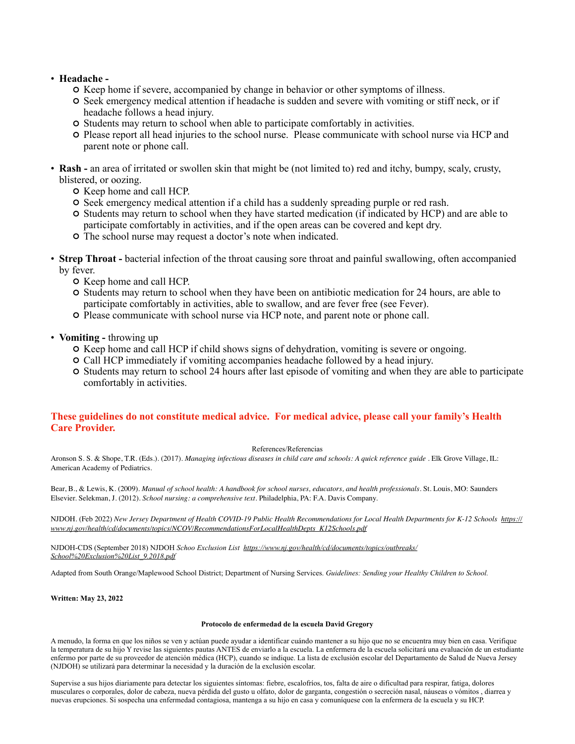- **Headache -**
    - Keep home if severe, accompanied by change in behavior or other symptoms of illness.
    - Seek emergency medical attention if headache is sudden and severe with vomiting or stiff neck, or if headache follows a head injury.
    - Students may return to school when able to participate comfortably in activities.
    - Please report all head injuries to the school nurse. Please communicate with school nurse via HCP and parent note or phone call.

- **Rash -** an area of irritated or swollen skin that might be (not limited to) red and itchy, bumpy, scaly, crusty, blistered, or oozing.
    - Keep home and call HCP.
    - Seek emergency medical attention if a child has a suddenly spreading purple or red rash.
    - Students may return to school when they have started medication (if indicated by HCP) and are able to participate comfortably in activities, and if the open areas can be covered and kept dry.
    - The school nurse may request a doctor's note when indicated.

- **Strep Throat -** bacterial infection of the throat causing sore throat and painful swallowing, often accompanied by fever.
    - Keep home and call HCP.
    - Students may return to school when they have been on antibiotic medication for 24 hours, are able to participate comfortably in activities, able to swallow, and are fever free (see Fever).
    - Please communicate with school nurse via HCP note, and parent note or phone call.

- **Vomiting -** throwing up
    - Keep home and call HCP if child shows signs of dehydration, vomiting is severe or ongoing.
    - Call HCP immediately if vomiting accompanies headache followed by a head injury.
    - Students may return to school 24 hours after last episode of vomiting and when they are able to participate comfortably in activities.

**These guidelines do not constitute medical advice. For medical advice, please call your family's Health Care Provider.**

References/Referencias

Aronson S. S. & Shope, T.R. (Eds.). (2017). *Managing infectious diseases in child care and schools: A quick reference guide* . Elk Grove Village, IL: American Academy of Pediatrics.

Bear, B., & Lewis, K. (2009). *Manual of school health: A handbook for school nurses, educators, and health professionals*. St. Louis, MO: Saunders Elsevier. Selekman, J. (2012). *School nursing: a comprehensive text*. Philadelphia, PA: F.A. Davis Company.

NJDOH. (Feb 2022) *New Jersey Department of Health COVID-19 Public Health Recommendations for Local Health Departments for K-12 Schools* https://www.nj.gov/health/cd/documents/topics/NCOV/RecommendationsForLocalHealthDepts_K12Schools.pdf

NJDOH-CDS (September 2018) NJDOH *Schoo Exclusion List* https://www.nj.gov/health/cd/documents/topics/outbreaks/School%20Exclusion%20List_9.2018.pdf

Adapted from South Orange/Maplewood School District; Department of Nursing Services. *Guidelines: Sending your Healthy Children to School.*

**Written: May 23, 2022**

**Protocolo de enfermedad de la escuela David Gregory**

A menudo, la forma en que los niños se ven y actúan puede ayudar a identificar cuándo mantener a su hijo que no se encuentra muy bien en casa. Verifique la temperatura de su hijo Y revise las siguientes pautas ANTES de enviarlo a la escuela. La enfermera de la escuela solicitará una evaluación de un estudiante enfermo por parte de su proveedor de atención médica (HCP), cuando se indique. La lista de exclusión escolar del Departamento de Salud de Nueva Jersey (NJDOH) se utilizará para determinar la necesidad y la duración de la exclusión escolar.

Supervise a sus hijos diariamente para detectar los siguientes síntomas: fiebre, escalofríos, tos, falta de aire o dificultad para respirar, fatiga, dolores musculares o corporales, dolor de cabeza, nueva pérdida del gusto u olfato, dolor de garganta, congestión o secreción nasal, náuseas o vómitos , diarrea y nuevas erupciones. Si sospecha una enfermedad contagiosa, mantenga a su hijo en casa y comuníquese con la enfermera de la escuela y su HCP.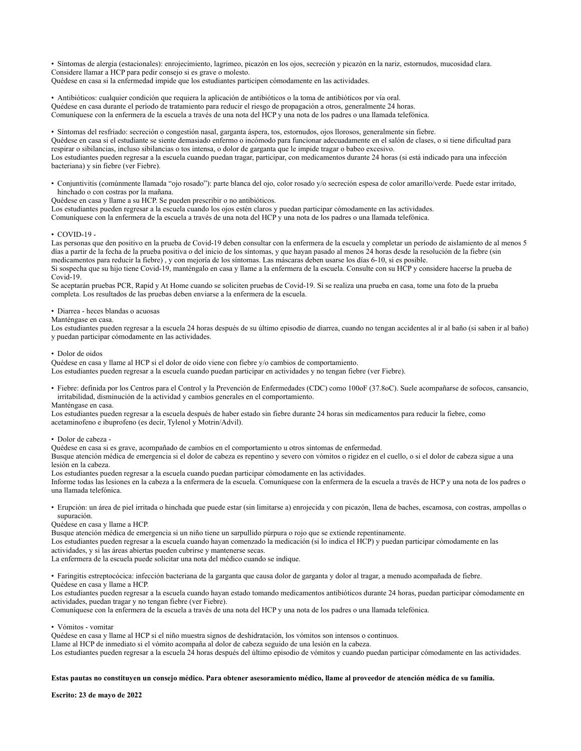- Síntomas de alergia (estacionales): enrojecimiento, lagrimeo, picazón en los ojos, secreción y picazón en la nariz, estornudos, mucosidad clara.

Considere llamar a HCP para pedir consejo si es grave o molesto.
Quédese en casa si la enfermedad impide que los estudiantes participen cómodamente en las actividades.

- Antibióticos: cualquier condición que requiera la aplicación de antibióticos o la toma de antibióticos por vía oral.

Quédese en casa durante el período de tratamiento para reducir el riesgo de propagación a otros, generalmente 24 horas.
Comuníquese con la enfermera de la escuela a través de una nota del HCP y una nota de los padres o una llamada telefónica.

- Síntomas del resfriado: secreción o congestión nasal, garganta áspera, tos, estornudos, ojos llorosos, generalmente sin fiebre.

Quédese en casa si el estudiante se siente demasiado enfermo o incómodo para funcionar adecuadamente en el salón de clases, o si tiene dificultad para respirar o sibilancias, incluso sibilancias o tos intensa, o dolor de garganta que le impide tragar o babeo excesivo.
Los estudiantes pueden regresar a la escuela cuando puedan tragar, participar, con medicamentos durante 24 horas (si está indicado para una infección bacteriana) y sin fiebre (ver Fiebre).

- Conjuntivitis (comúnmente llamada “ojo rosado”): parte blanca del ojo, color rosado y/o secreción espesa de color amarillo/verde. Puede estar irritado, hinchado o con costras por la mañana.

Quédese en casa y llame a su HCP. Se pueden prescribir o no antibióticos.
Los estudiantes pueden regresar a la escuela cuando los ojos estén claros y puedan participar cómodamente en las actividades.
Comuníquese con la enfermera de la escuela a través de una nota del HCP y una nota de los padres o una llamada telefónica.

- COVID-19 -

Las personas que den positivo en la prueba de Covid-19 deben consultar con la enfermera de la escuela y completar un período de aislamiento de al menos 5 días a partir de la fecha de la prueba positiva o del inicio de los síntomas, y que hayan pasado al menos 24 horas desde la resolución de la fiebre (sin medicamentos para reducir la fiebre) , y con mejoría de los síntomas. Las máscaras deben usarse los días 6-10, si es posible.
Si sospecha que su hijo tiene Covid-19, manténgalo en casa y llame a la enfermera de la escuela. Consulte con su HCP y considere hacerse la prueba de Covid-19.
Se aceptarán pruebas PCR, Rapid y At Home cuando se soliciten pruebas de Covid-19. Si se realiza una prueba en casa, tome una foto de la prueba completa. Los resultados de las pruebas deben enviarse a la enfermera de la escuela.

- Diarrea - heces blandas o acuosas

Manténgase en casa.
Los estudiantes pueden regresar a la escuela 24 horas después de su último episodio de diarrea, cuando no tengan accidentes al ir al baño (si saben ir al baño) y puedan participar cómodamente en las actividades.

- Dolor de oidos

Quédese en casa y llame al HCP si el dolor de oído viene con fiebre y/o cambios de comportamiento.
Los estudiantes pueden regresar a la escuela cuando puedan participar en actividades y no tengan fiebre (ver Fiebre).

- Fiebre: definida por los Centros para el Control y la Prevención de Enfermedades (CDC) como 100oF (37.8oC). Suele acompañarse de sofocos, cansancio, irritabilidad, disminución de la actividad y cambios generales en el comportamiento.

Manténgase en casa.
Los estudiantes pueden regresar a la escuela después de haber estado sin fiebre durante 24 horas sin medicamentos para reducir la fiebre, como acetaminofeno e ibuprofeno (es decir, Tylenol y Motrin/Advil).

- Dolor de cabeza -

Quédese en casa si es grave, acompañado de cambios en el comportamiento u otros síntomas de enfermedad.
Busque atención médica de emergencia si el dolor de cabeza es repentino y severo con vómitos o rigidez en el cuello, o si el dolor de cabeza sigue a una lesión en la cabeza.
Los estudiantes pueden regresar a la escuela cuando puedan participar cómodamente en las actividades.
Informe todas las lesiones en la cabeza a la enfermera de la escuela. Comuníquese con la enfermera de la escuela a través de HCP y una nota de los padres o una llamada telefónica.

- Erupción: un área de piel irritada o hinchada que puede estar (sin limitarse a) enrojecida y con picazón, llena de baches, escamosa, con costras, ampollas o supuración.

Quédese en casa y llame a HCP.
Busque atención médica de emergencia si un niño tiene un sarpullido púrpura o rojo que se extiende repentinamente.
Los estudiantes pueden regresar a la escuela cuando hayan comenzado la medicación (si lo indica el HCP) y puedan participar cómodamente en las actividades, y si las áreas abiertas pueden cubrirse y mantenerse secas.
La enfermera de la escuela puede solicitar una nota del médico cuando se indique.

- Faringitis estreptocócica: infección bacteriana de la garganta que causa dolor de garganta y dolor al tragar, a menudo acompañada de fiebre.

Quédese en casa y llame a HCP.
Los estudiantes pueden regresar a la escuela cuando hayan estado tomando medicamentos antibióticos durante 24 horas, puedan participar cómodamente en actividades, puedan tragar y no tengan fiebre (ver Fiebre).
Comuníquese con la enfermera de la escuela a través de una nota del HCP y una nota de los padres o una llamada telefónica.

- Vómitos - vomitar

Quédese en casa y llame al HCP si el niño muestra signos de deshidratación, los vómitos son intensos o continuos.
Llame al HCP de inmediato si el vómito acompaña al dolor de cabeza seguido de una lesión en la cabeza.
Los estudiantes pueden regresar a la escuela 24 horas después del último episodio de vómitos y cuando puedan participar cómodamente en las actividades.

**Estas pautas no constituyen un consejo médico. Para obtener asesoramiento médico, llame al proveedor de atención médica de su familia.**

**Escrito: 23 de mayo de 2022**